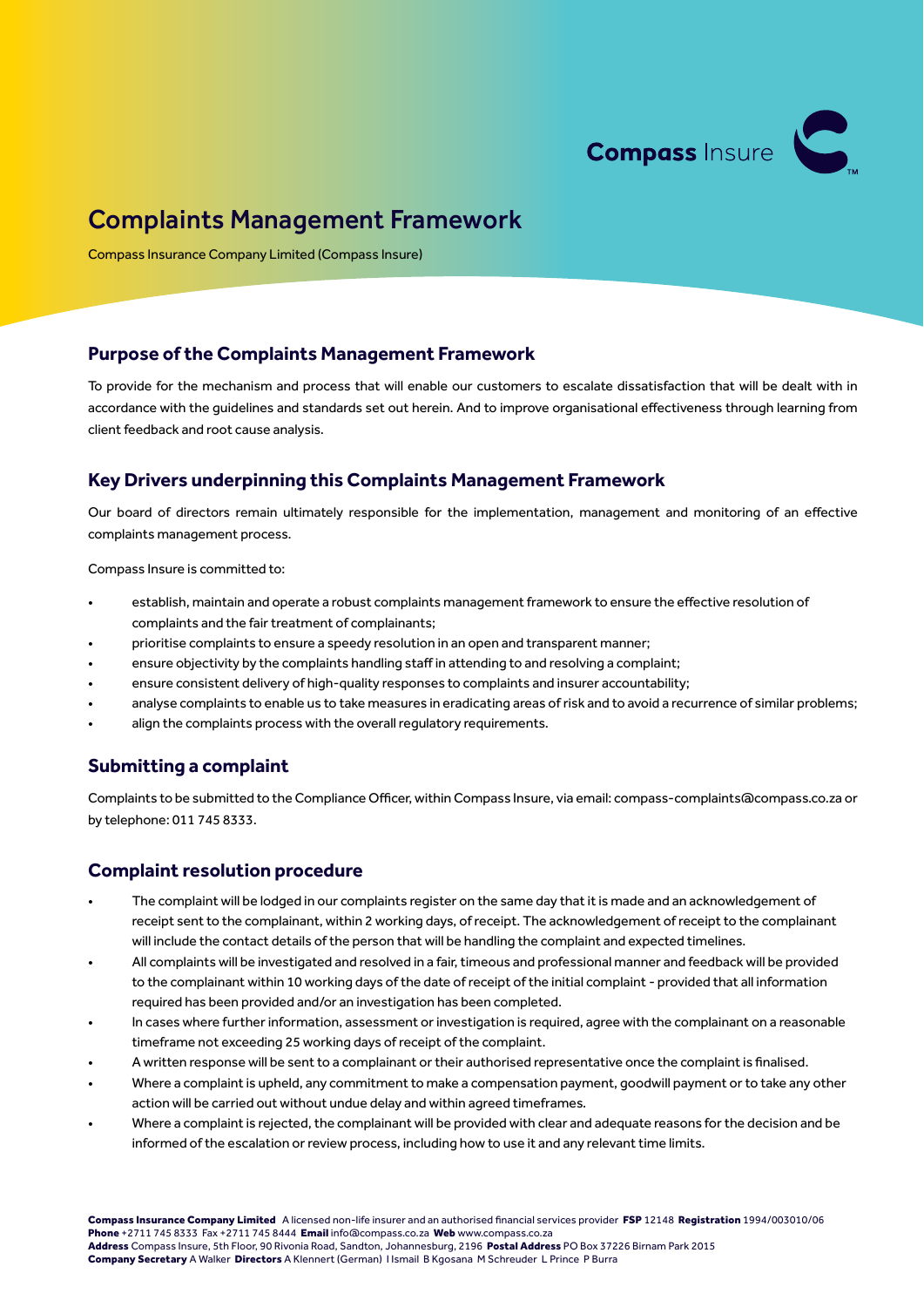# Complaints Management Framework

Compass Insurance Company Limited (Compass Insure)

## Purpose of the Complaints Management Framework

To provide for the mechanism and process that will enable our customers to escalate dissatisfaction that will be dealt with in accordance with the guidelines and standards set out herein. And to improve organisational effectiveness through learning from client feedback and root cause analysis.

## Key Drivers underpinning this Complaints Management Framework

Our board of directors remain ultimately responsible for the implementation, management and monitoring of an effective complaints management process.

Compass Insure is committed to:

- establish, maintain and operate a robust complaints management framework to ensure the effective resolution of complaints and the fair treatment of complainants;
- prioritise complaints to ensure a speedy resolution in an open and transparent manner;
- ensure objectivity by the complaints handling staff in attending to and resolving a complaint;
- ensure consistent delivery of high-quality responses to complaints and insurer accountability;
- analyse complaints to enable us to take measures in eradicating areas of risk and to avoid a recurrence of similar problems;
- align the complaints process with the overall regulatory requirements.

## Submitting a complaint

Complaints to be submitted to the Compliance Officer, within Compass Insure, via email: compass-complaints@compass.co.za or by telephone: 011 745 8333.

## Complaint resolution procedure

- The complaint will be lodged in our complaints register on the same day that it is made and an acknowledgement of receipt sent to the complainant, within 2 working days, of receipt. The acknowledgement of receipt to the complainant will include the contact details of the person that will be handling the complaint and expected timelines.
- All complaints will be investigated and resolved in a fair, timeous and professional manner and feedback will be provided to the complainant within 10 working days of the date of receipt of the initial complaint - provided that all information required has been provided and/or an investigation has been completed.
- In cases where further information, assessment or investigation is required, agree with the complainant on a reasonable timeframe not exceeding 25 working days of receipt of the complaint.
- A written response will be sent to a complainant or their authorised representative once the complaint is finalised.
- Where a complaint is upheld, any commitment to make a compensation payment, goodwill payment or to take any other action will be carried out without undue delay and within agreed timeframes.
- Where a complaint is rejected, the complainant will be provided with clear and adequate reasons for the decision and be informed of the escalation or review process, including how to use it and any relevant time limits.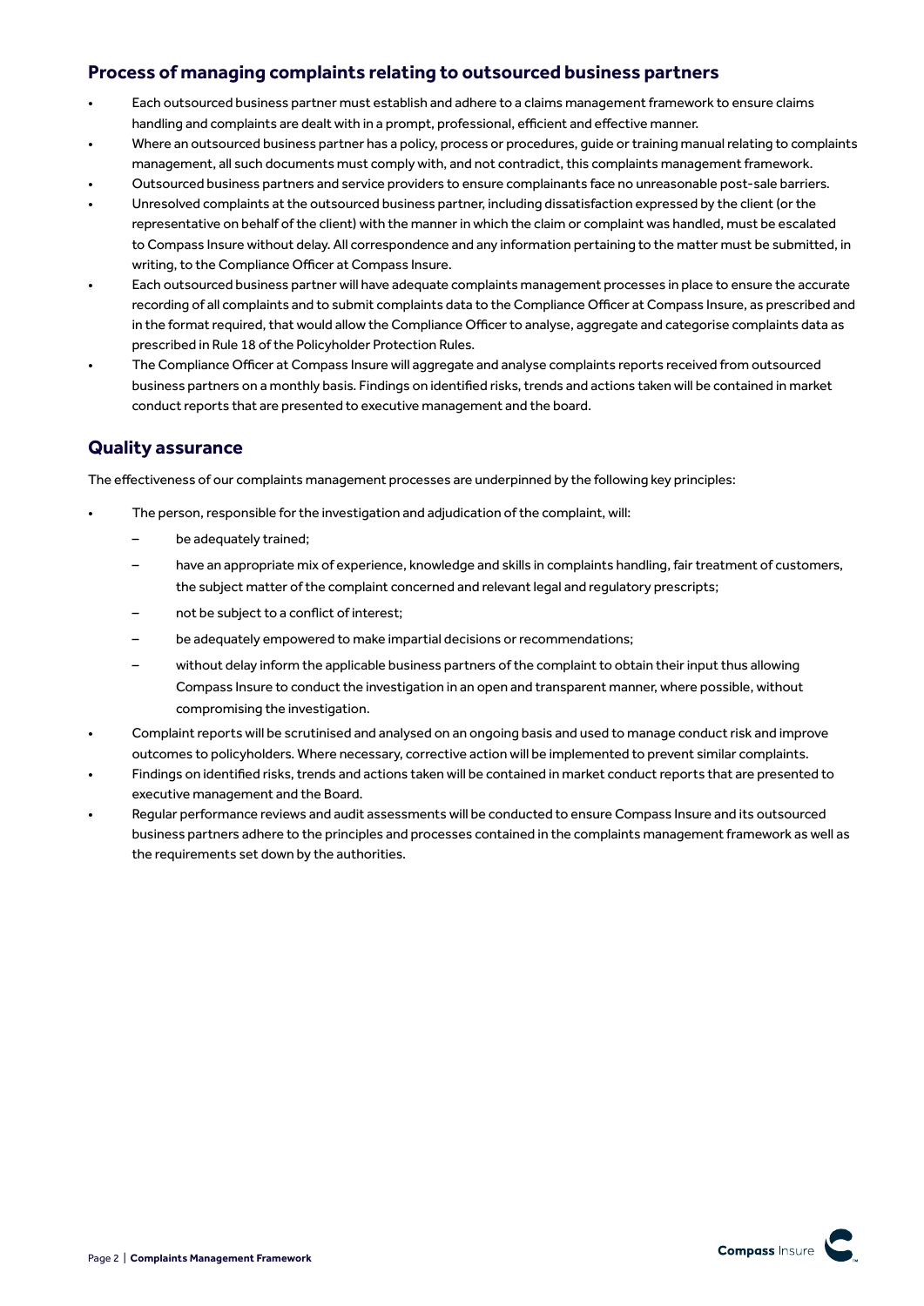## Process of managing complaints relating to outsourced business partners

- Each outsourced business partner must establish and adhere to a claims management framework to ensure claims handling and complaints are dealt with in a prompt, professional, efficient and effective manner.
- Where an outsourced business partner has a policy, process or procedures, guide or training manual relating to complaints management, all such documents must comply with, and not contradict, this complaints management framework.
- Outsourced business partners and service providers to ensure complainants face no unreasonable post-sale barriers.
- Unresolved complaints at the outsourced business partner, including dissatisfaction expressed by the client (or the representative on behalf of the client) with the manner in which the claim or complaint was handled, must be escalated to Compass Insure without delay. All correspondence and any information pertaining to the matter must be submitted, in writing, to the Compliance Officer at Compass Insure.
- Each outsourced business partner will have adequate complaints management processes in place to ensure the accurate recording of all complaints and to submit complaints data to the Compliance Officer at Compass Insure, as prescribed and in the format required, that would allow the Compliance Officer to analyse, aggregate and categorise complaints data as prescribed in Rule 18 of the Policyholder Protection Rules.
- The Compliance Officer at Compass Insure will aggregate and analyse complaints reports received from outsourced business partners on a monthly basis. Findings on identified risks, trends and actions taken will be contained in market conduct reports that are presented to executive management and the board.

## Quality assurance

The effectiveness of our complaints management processes are underpinned by the following key principles:

- The person, responsible for the investigation and adjudication of the complaint, will:
  - be adequately trained;
  - have an appropriate mix of experience, knowledge and skills in complaints handling, fair treatment of customers, the subject matter of the complaint concerned and relevant legal and regulatory prescripts;
  - not be subject to a conflict of interest;
  - be adequately empowered to make impartial decisions or recommendations;
  - without delay inform the applicable business partners of the complaint to obtain their input thus allowing Compass Insure to conduct the investigation in an open and transparent manner, where possible, without compromising the investigation.
- Complaint reports will be scrutinised and analysed on an ongoing basis and used to manage conduct risk and improve outcomes to policyholders. Where necessary, corrective action will be implemented to prevent similar complaints.
- Findings on identified risks, trends and actions taken will be contained in market conduct reports that are presented to executive management and the Board.
- Regular performance reviews and audit assessments will be conducted to ensure Compass Insure and its outsourced business partners adhere to the principles and processes contained in the complaints management framework as well as the requirements set down by the authorities.